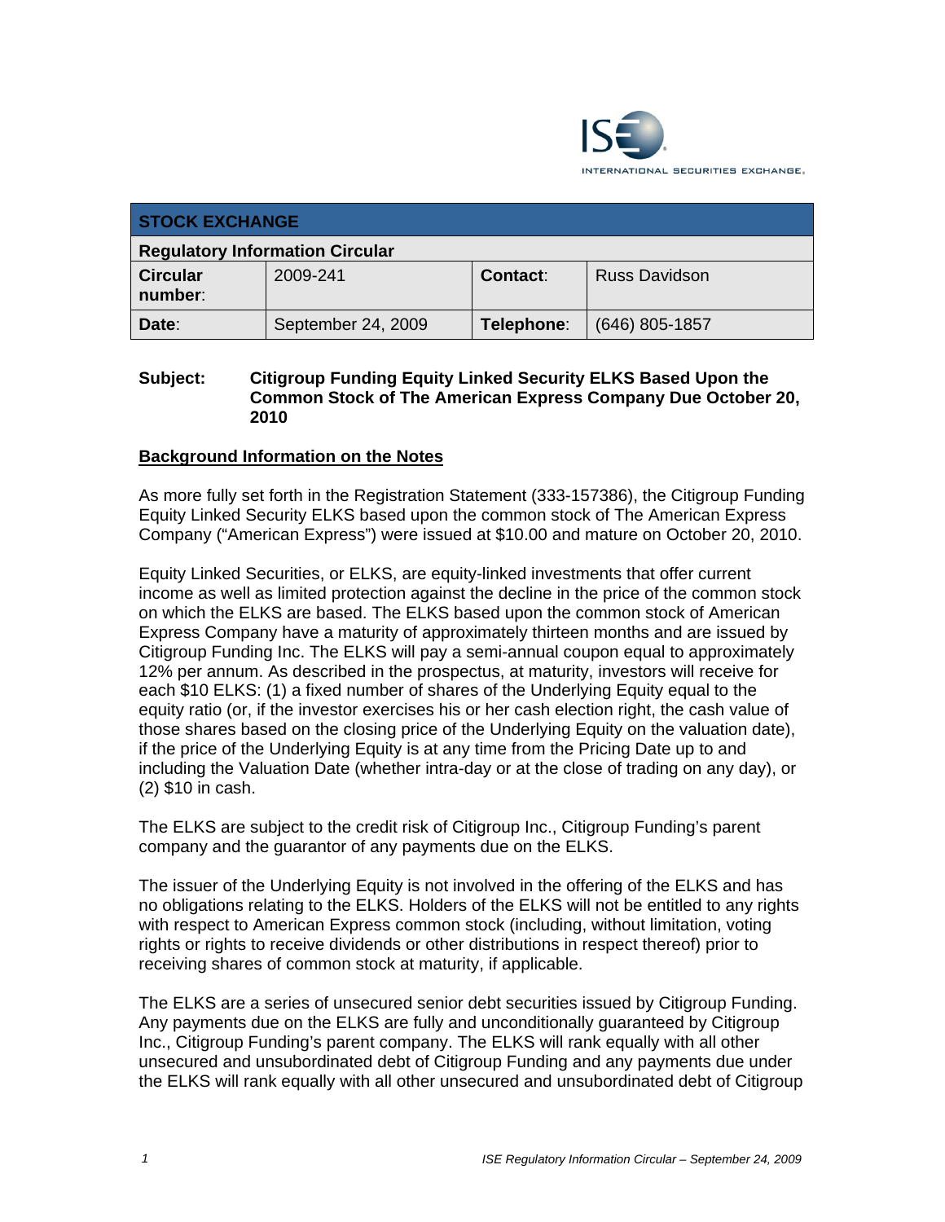INTERNATIONAL SECURITIES EXCHANGE.

| STOCK EXCHANGE | | | |
|---|---|---|---|
| **Regulatory Information Circular** | | | |
| **Circular number**: | 2009-241 | **Contact**: | Russ Davidson |
| **Date**: | September 24, 2009 | **Telephone**: | (646) 805-1857 |

**Subject: Citigroup Funding Equity Linked Security ELKS Based Upon the Common Stock of The American Express Company Due October 20, 2010**

## Background Information on the Notes

As more fully set forth in the Registration Statement (333-157386), the Citigroup Funding Equity Linked Security ELKS based upon the common stock of The American Express Company ("American Express") were issued at $10.00 and mature on October 20, 2010.

Equity Linked Securities, or ELKS, are equity-linked investments that offer current income as well as limited protection against the decline in the price of the common stock on which the ELKS are based. The ELKS based upon the common stock of American Express Company have a maturity of approximately thirteen months and are issued by Citigroup Funding Inc. The ELKS will pay a semi-annual coupon equal to approximately 12% per annum. As described in the prospectus, at maturity, investors will receive for each $10 ELKS: (1) a fixed number of shares of the Underlying Equity equal to the equity ratio (or, if the investor exercises his or her cash election right, the cash value of those shares based on the closing price of the Underlying Equity on the valuation date), if the price of the Underlying Equity is at any time from the Pricing Date up to and including the Valuation Date (whether intra-day or at the close of trading on any day), or (2) $10 in cash.

The ELKS are subject to the credit risk of Citigroup Inc., Citigroup Funding's parent company and the guarantor of any payments due on the ELKS.

The issuer of the Underlying Equity is not involved in the offering of the ELKS and has no obligations relating to the ELKS. Holders of the ELKS will not be entitled to any rights with respect to American Express common stock (including, without limitation, voting rights or rights to receive dividends or other distributions in respect thereof) prior to receiving shares of common stock at maturity, if applicable.

The ELKS are a series of unsecured senior debt securities issued by Citigroup Funding. Any payments due on the ELKS are fully and unconditionally guaranteed by Citigroup Inc., Citigroup Funding's parent company. The ELKS will rank equally with all other unsecured and unsubordinated debt of Citigroup Funding and any payments due under the ELKS will rank equally with all other unsecured and unsubordinated debt of Citigroup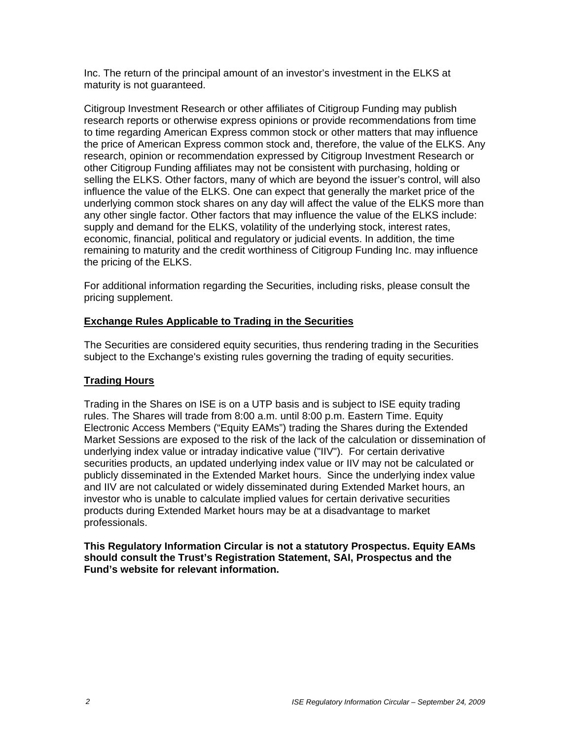Inc. The return of the principal amount of an investor's investment in the ELKS at maturity is not guaranteed.

Citigroup Investment Research or other affiliates of Citigroup Funding may publish research reports or otherwise express opinions or provide recommendations from time to time regarding American Express common stock or other matters that may influence the price of American Express common stock and, therefore, the value of the ELKS. Any research, opinion or recommendation expressed by Citigroup Investment Research or other Citigroup Funding affiliates may not be consistent with purchasing, holding or selling the ELKS. Other factors, many of which are beyond the issuer's control, will also influence the value of the ELKS. One can expect that generally the market price of the underlying common stock shares on any day will affect the value of the ELKS more than any other single factor. Other factors that may influence the value of the ELKS include: supply and demand for the ELKS, volatility of the underlying stock, interest rates, economic, financial, political and regulatory or judicial events. In addition, the time remaining to maturity and the credit worthiness of Citigroup Funding Inc. may influence the pricing of the ELKS.

For additional information regarding the Securities, including risks, please consult the pricing supplement.

**Exchange Rules Applicable to Trading in the Securities**

The Securities are considered equity securities, thus rendering trading in the Securities subject to the Exchange's existing rules governing the trading of equity securities.

**Trading Hours**

Trading in the Shares on ISE is on a UTP basis and is subject to ISE equity trading rules. The Shares will trade from 8:00 a.m. until 8:00 p.m. Eastern Time. Equity Electronic Access Members ("Equity EAMs") trading the Shares during the Extended Market Sessions are exposed to the risk of the lack of the calculation or dissemination of underlying index value or intraday indicative value ("IIV"). For certain derivative securities products, an updated underlying index value or IIV may not be calculated or publicly disseminated in the Extended Market hours. Since the underlying index value and IIV are not calculated or widely disseminated during Extended Market hours, an investor who is unable to calculate implied values for certain derivative securities products during Extended Market hours may be at a disadvantage to market professionals.

**This Regulatory Information Circular is not a statutory Prospectus. Equity EAMs should consult the Trust's Registration Statement, SAI, Prospectus and the Fund's website for relevant information.**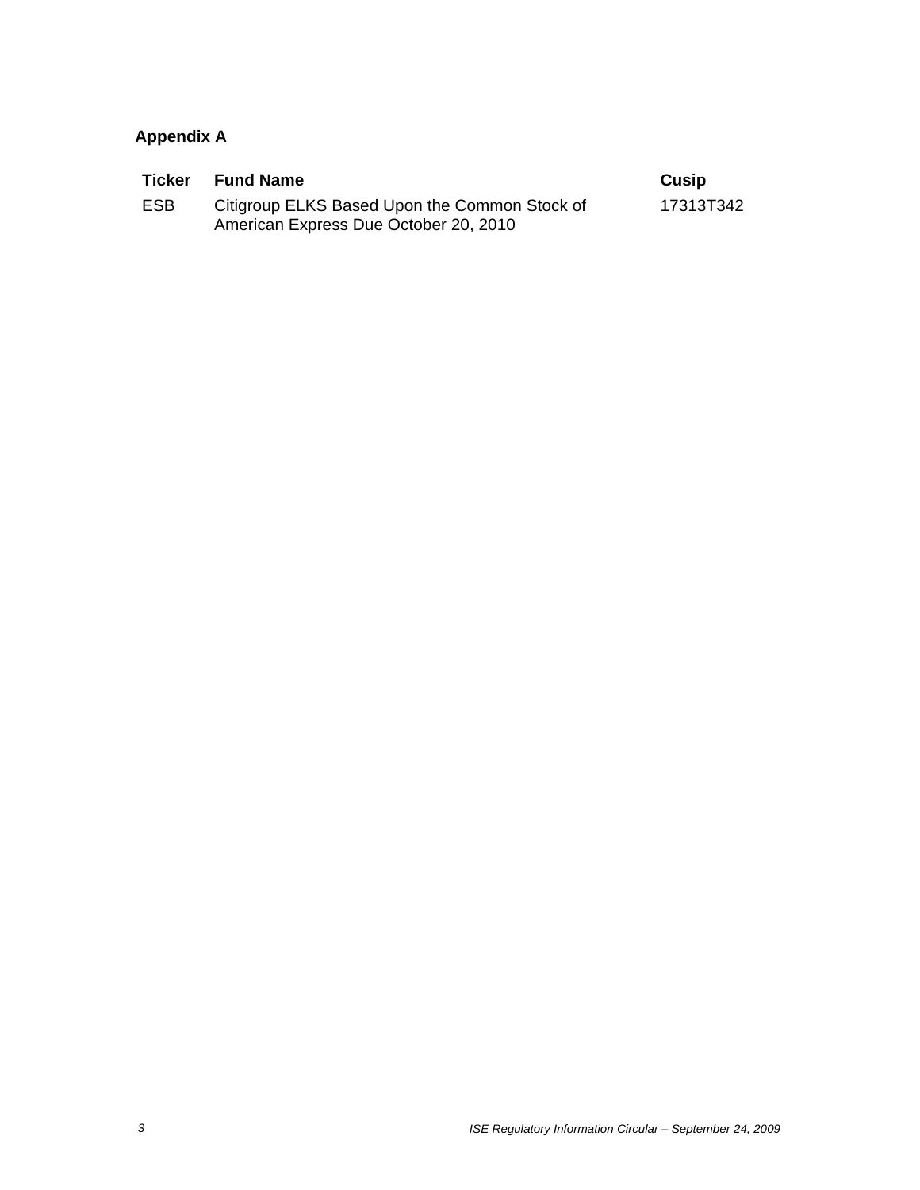## Appendix A

| Ticker | Fund Name | Cusip |
| --- | --- | --- |
| ESB | Citigroup ELKS Based Upon the Common Stock of American Express Due October 20, 2010 | 17313T342 |